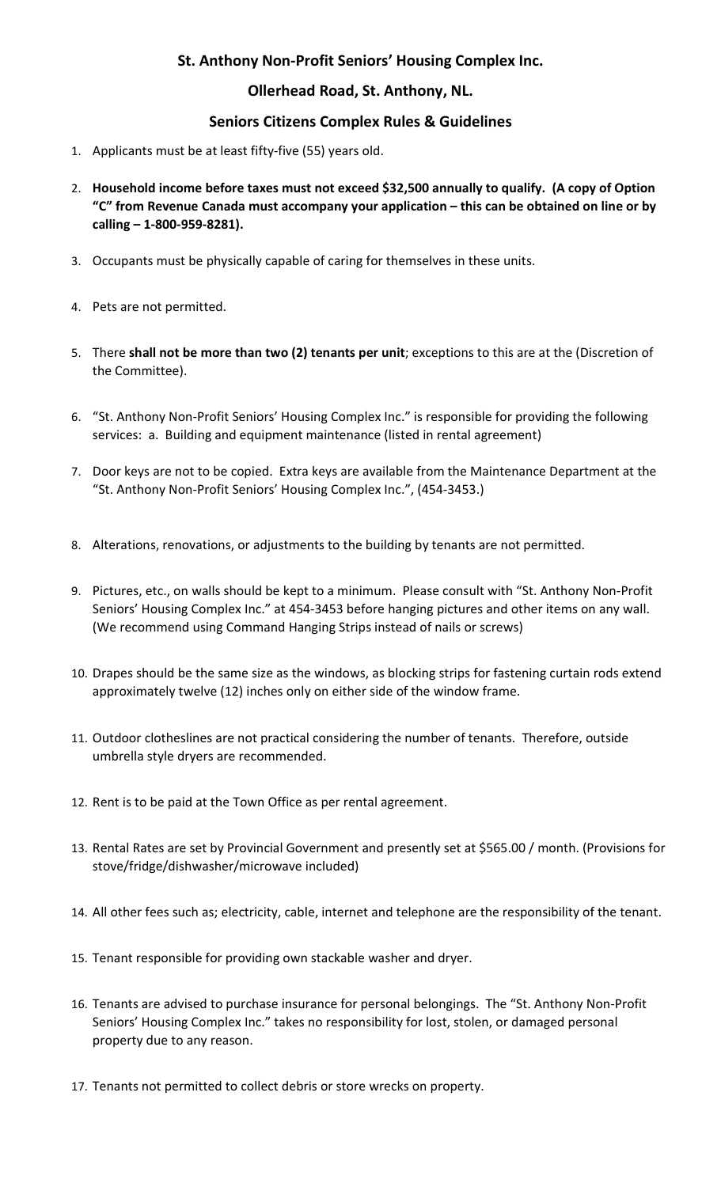## St. Anthony Non-Profit Seniors' Housing Complex Inc.

## Ollerhead Road, St. Anthony, NL.

## Seniors Citizens Complex Rules & Guidelines

1. Applicants must be at least fifty-five (55) years old.
2. **Household income before taxes must not exceed $32,500 annually to qualify. (A copy of Option "C" from Revenue Canada must accompany your application – this can be obtained on line or by calling – 1-800-959-8281).**
3. Occupants must be physically capable of caring for themselves in these units.
4. Pets are not permitted.
5. There **shall not be more than two (2) tenants per unit**; exceptions to this are at the (Discretion of the Committee).
6. "St. Anthony Non-Profit Seniors' Housing Complex Inc." is responsible for providing the following services: a. Building and equipment maintenance (listed in rental agreement)
7. Door keys are not to be copied. Extra keys are available from the Maintenance Department at the "St. Anthony Non-Profit Seniors' Housing Complex Inc.", (454-3453.)
8. Alterations, renovations, or adjustments to the building by tenants are not permitted.
9. Pictures, etc., on walls should be kept to a minimum. Please consult with "St. Anthony Non-Profit Seniors' Housing Complex Inc." at 454-3453 before hanging pictures and other items on any wall. (We recommend using Command Hanging Strips instead of nails or screws)
10. Drapes should be the same size as the windows, as blocking strips for fastening curtain rods extend approximately twelve (12) inches only on either side of the window frame.
11. Outdoor clotheslines are not practical considering the number of tenants. Therefore, outside umbrella style dryers are recommended.
12. Rent is to be paid at the Town Office as per rental agreement.
13. Rental Rates are set by Provincial Government and presently set at $565.00 / month. (Provisions for stove/fridge/dishwasher/microwave included)
14. All other fees such as; electricity, cable, internet and telephone are the responsibility of the tenant.
15. Tenant responsible for providing own stackable washer and dryer.
16. Tenants are advised to purchase insurance for personal belongings. The "St. Anthony Non-Profit Seniors' Housing Complex Inc." takes no responsibility for lost, stolen, or damaged personal property due to any reason.
17. Tenants not permitted to collect debris or store wrecks on property.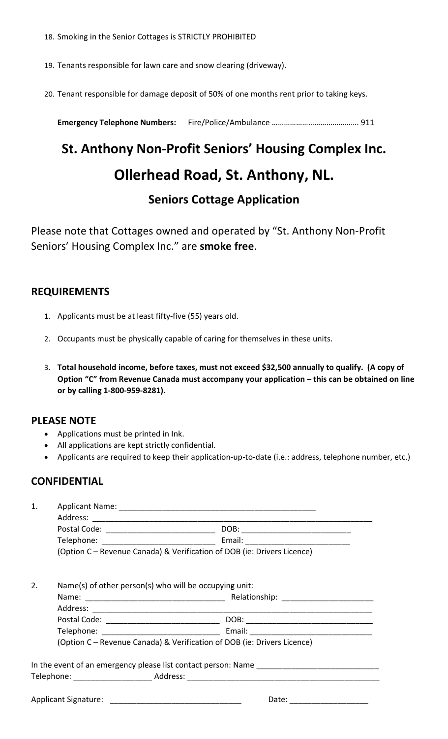18. Smoking in the Senior Cottages is STRICTLY PROHIBITED

19. Tenants responsible for lawn care and snow clearing (driveway).

20. Tenant responsible for damage deposit of 50% of one months rent prior to taking keys.

**Emergency Telephone Numbers:** Fire/Police/Ambulance ……………………………………. 911

# St. Anthony Non-Profit Seniors' Housing Complex Inc.

# Ollerhead Road, St. Anthony, NL.

## Seniors Cottage Application

Please note that Cottages owned and operated by "St. Anthony Non-Profit Seniors' Housing Complex Inc." are **smoke free**.

### REQUIREMENTS

1. Applicants must be at least fifty-five (55) years old.

2. Occupants must be physically capable of caring for themselves in these units.

3. **Total household income, before taxes, must not exceed $32,500 annually to qualify. (A copy of Option "C" from Revenue Canada must accompany your application – this can be obtained on line or by calling 1-800-959-8281).**

### PLEASE NOTE

- Applications must be printed in Ink.
- All applications are kept strictly confidential.
- Applicants are required to keep their application-up-to-date (i.e.: address, telephone number, etc.)

### CONFIDENTIAL

1. Applicant Name: _______________________________________________
   Address: ___________________________________________________________________
   Postal Code: _________________________ DOB: _________________________
   Telephone: __________________________ Email: ________________________
   (Option C – Revenue Canada) & Verification of DOB (ie: Drivers Licence)

2. Name(s) of other person(s) who will be occupying unit:
   Name: ________________________________ Relationship: _____________________
   Address: ___________________________________________________________________
   Postal Code: ___________________________ DOB: _____________________________
   Telephone: ____________________________ Email: ____________________________
   (Option C – Revenue Canada) & Verification of DOB (ie: Drivers Licence)

In the event of an emergency please list contact person: Name ____________________________
Telephone: __________________ Address: _____________________________________________

Applicant Signature: ______________________________ Date: __________________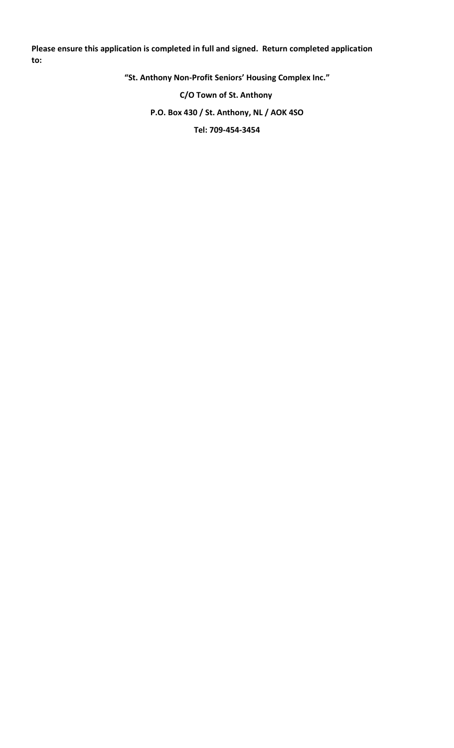**Please ensure this application is completed in full and signed. Return completed application to:**

**"St. Anthony Non-Profit Seniors' Housing Complex Inc."**

**C/O Town of St. Anthony**

**P.O. Box 430 / St. Anthony, NL / AOK 4SO**

**Tel: 709-454-3454**